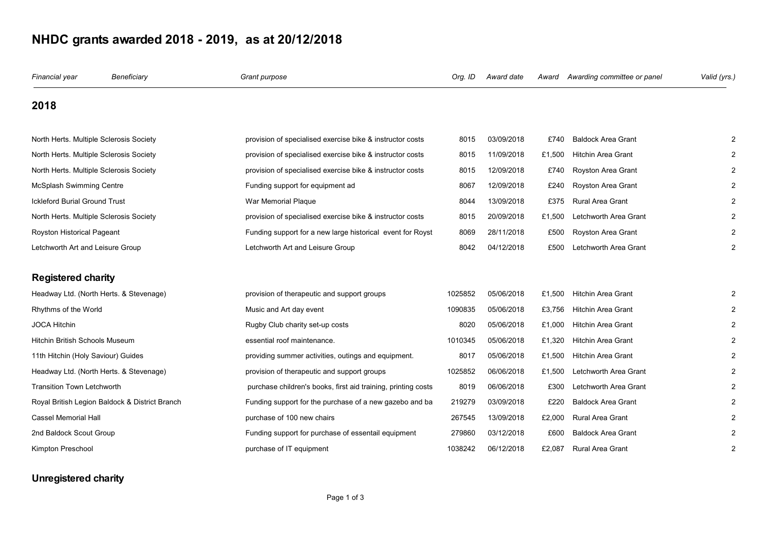# NHDC grants awarded 2018 - 2019, as at 20/12/2018

| *Financial year* | *Beneficiary* | *Grant purpose* | *Org. ID* | *Award date* | *Award* | *Awarding committee or panel* | *Valid (yrs.)* |
|---|---|---|---|---|---|---|---|
| **2018** | | | | | | | |
| | North Herts. Multiple Sclerosis Society | provision of specialised exercise bike & instructor costs | 8015 | 03/09/2018 | £740 | Baldock Area Grant | 2 |
| | North Herts. Multiple Sclerosis Society | provision of specialised exercise bike & instructor costs | 8015 | 11/09/2018 | £1,500 | Hitchin Area Grant | 2 |
| | North Herts. Multiple Sclerosis Society | provision of specialised exercise bike & instructor costs | 8015 | 12/09/2018 | £740 | Royston Area Grant | 2 |
| | McSplash Swimming Centre | Funding support for equipment ad | 8067 | 12/09/2018 | £240 | Royston Area Grant | 2 |
| | Ickleford Burial Ground Trust | War Memorial Plaque | 8044 | 13/09/2018 | £375 | Rural Area Grant | 2 |
| | North Herts. Multiple Sclerosis Society | provision of specialised exercise bike & instructor costs | 8015 | 20/09/2018 | £1,500 | Letchworth Area Grant | 2 |
| | Royston Historical Pageant | Funding support for a new large historical event for Royst | 8069 | 28/11/2018 | £500 | Royston Area Grant | 2 |
| | Letchworth Art and Leisure Group | Letchworth Art and Leisure Group | 8042 | 04/12/2018 | £500 | Letchworth Area Grant | 2 |
| **Registered charity** | | | | | | | |
| | Headway Ltd. (North Herts. & Stevenage) | provision of therapeutic and support groups | 1025852 | 05/06/2018 | £1,500 | Hitchin Area Grant | 2 |
| | Rhythms of the World | Music and Art day event | 1090835 | 05/06/2018 | £3,756 | Hitchin Area Grant | 2 |
| | JOCA Hitchin | Rugby Club charity set-up costs | 8020 | 05/06/2018 | £1,000 | Hitchin Area Grant | 2 |
| | Hitchin British Schools Museum | essential roof maintenance. | 1010345 | 05/06/2018 | £1,320 | Hitchin Area Grant | 2 |
| | 11th Hitchin (Holy Saviour) Guides | providing summer activities, outings and equipment. | 8017 | 05/06/2018 | £1,500 | Hitchin Area Grant | 2 |
| | Headway Ltd. (North Herts. & Stevenage) | provision of therapeutic and support groups | 1025852 | 06/06/2018 | £1,500 | Letchworth Area Grant | 2 |
| | Transition Town Letchworth | purchase children's books, first aid training, printing costs | 8019 | 06/06/2018 | £300 | Letchworth Area Grant | 2 |
| | Royal British Legion Baldock & District Branch | Funding support for the purchase of a new gazebo and ba | 219279 | 03/09/2018 | £220 | Baldock Area Grant | 2 |
| | Cassel Memorial Hall | purchase of 100 new chairs | 267545 | 13/09/2018 | £2,000 | Rural Area Grant | 2 |
| | 2nd Baldock Scout Group | Funding support for purchase of essentail equipment | 279860 | 03/12/2018 | £600 | Baldock Area Grant | 2 |
| | Kimpton Preschool | purchase of IT equipment | 1038242 | 06/12/2018 | £2,087 | Rural Area Grant | 2 |
| **Unregistered charity** | | | | | | | |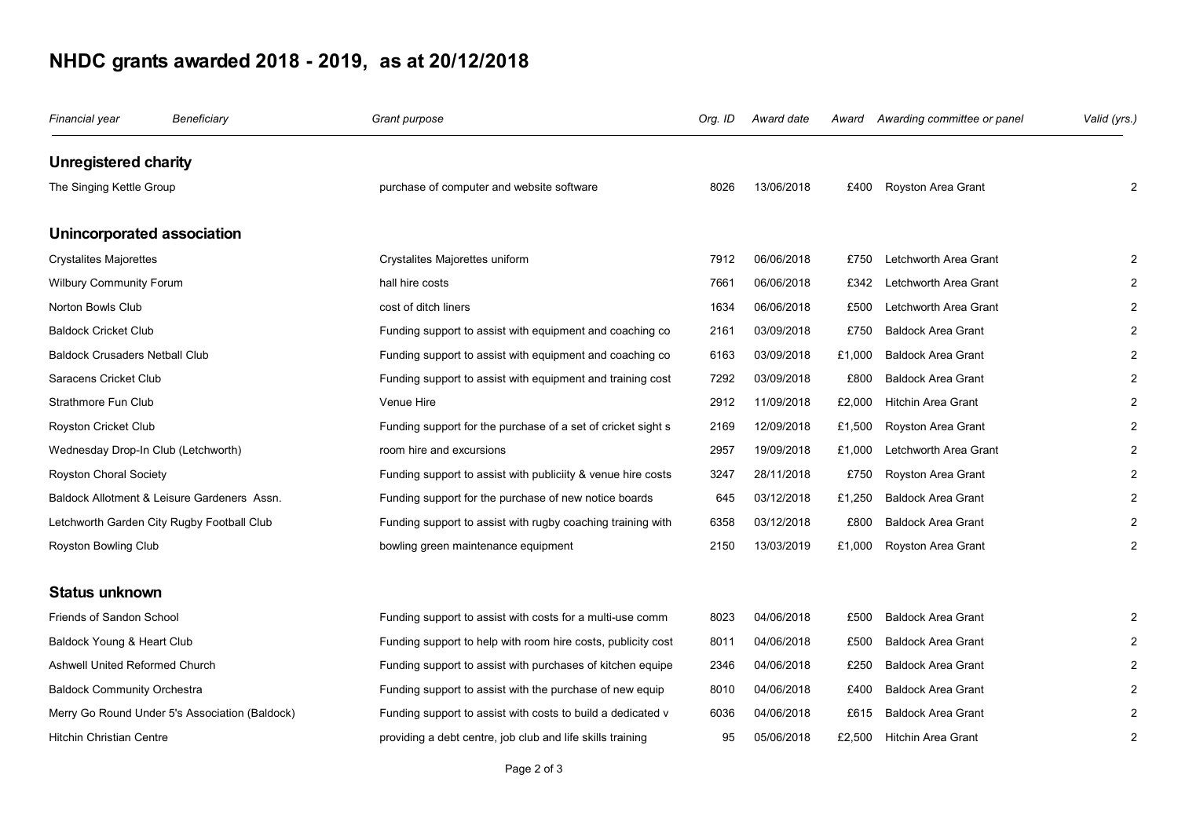# NHDC grants awarded 2018 - 2019, as at 20/12/2018

| *Financial year* | *Beneficiary* | *Grant purpose* | *Org. ID* | *Award date* | *Award* | *Awarding committee or panel* | *Valid (yrs.)* |
|---|---|---|---|---|---|---|---|
| **Unregistered charity** | | | | | | | |
| The Singing Kettle Group | | purchase of computer and website software | 8026 | 13/06/2018 | £400 | Royston Area Grant | 2 |
| **Unincorporated association** | | | | | | | |
| Crystalites Majorettes | | Crystalites Majorettes uniform | 7912 | 06/06/2018 | £750 | Letchworth Area Grant | 2 |
| Wilbury Community Forum | | hall hire costs | 7661 | 06/06/2018 | £342 | Letchworth Area Grant | 2 |
| Norton Bowls Club | | cost of ditch liners | 1634 | 06/06/2018 | £500 | Letchworth Area Grant | 2 |
| Baldock Cricket Club | | Funding support to assist with equipment and coaching co | 2161 | 03/09/2018 | £750 | Baldock Area Grant | 2 |
| Baldock Crusaders Netball Club | | Funding support to assist with equipment and coaching co | 6163 | 03/09/2018 | £1,000 | Baldock Area Grant | 2 |
| Saracens Cricket Club | | Funding support to assist with equipment and training cost | 7292 | 03/09/2018 | £800 | Baldock Area Grant | 2 |
| Strathmore Fun Club | | Venue Hire | 2912 | 11/09/2018 | £2,000 | Hitchin Area Grant | 2 |
| Royston Cricket Club | | Funding support for the purchase of a set of cricket sight s | 2169 | 12/09/2018 | £1,500 | Royston Area Grant | 2 |
| Wednesday Drop-In Club (Letchworth) | | room hire and excursions | 2957 | 19/09/2018 | £1,000 | Letchworth Area Grant | 2 |
| Royston Choral Society | | Funding support to assist with publiciity & venue hire costs | 3247 | 28/11/2018 | £750 | Royston Area Grant | 2 |
| Baldock Allotment & Leisure Gardeners Assn. | | Funding support for the purchase of new notice boards | 645 | 03/12/2018 | £1,250 | Baldock Area Grant | 2 |
| Letchworth Garden City Rugby Football Club | | Funding support to assist with rugby coaching training with | 6358 | 03/12/2018 | £800 | Baldock Area Grant | 2 |
| Royston Bowling Club | | bowling green maintenance equipment | 2150 | 13/03/2019 | £1,000 | Royston Area Grant | 2 |
| **Status unknown** | | | | | | | |
| Friends of Sandon School | | Funding support to assist with costs for a multi-use comm | 8023 | 04/06/2018 | £500 | Baldock Area Grant | 2 |
| Baldock Young & Heart Club | | Funding support to help with room hire costs, publicity cost | 8011 | 04/06/2018 | £500 | Baldock Area Grant | 2 |
| Ashwell United Reformed Church | | Funding support to assist with purchases of kitchen equipe | 2346 | 04/06/2018 | £250 | Baldock Area Grant | 2 |
| Baldock Community Orchestra | | Funding support to assist with the purchase of new equip | 8010 | 04/06/2018 | £400 | Baldock Area Grant | 2 |
| Merry Go Round Under 5's Association (Baldock) | | Funding support to assist with costs to build a dedicated v | 6036 | 04/06/2018 | £615 | Baldock Area Grant | 2 |
| Hitchin Christian Centre | | providing a debt centre, job club and life skills training | 95 | 05/06/2018 | £2,500 | Hitchin Area Grant | 2 |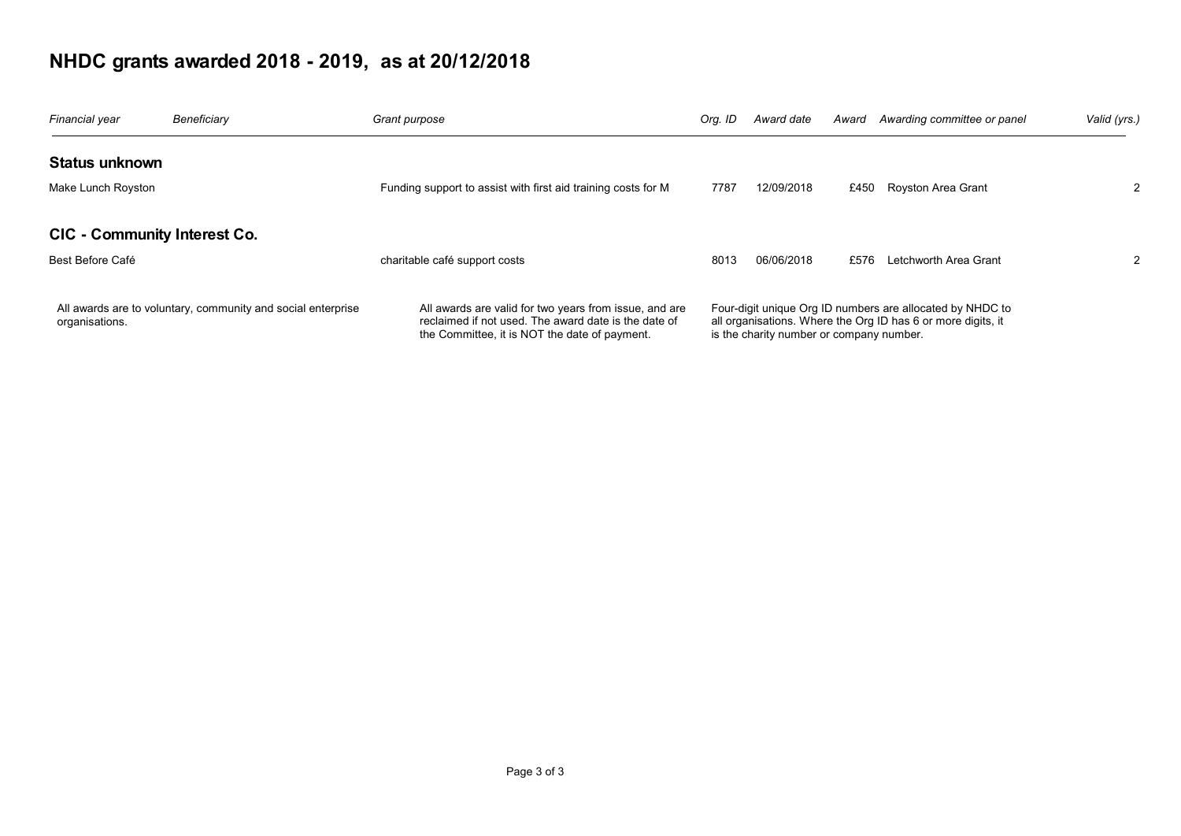# NHDC grants awarded 2018 - 2019, as at 20/12/2018

| *Financial year* | *Beneficiary* | *Grant purpose* | *Org. ID* | *Award date* | *Award* | *Awarding committee or panel* | *Valid (yrs.)* |
|---|---|---|---|---|---|---|---|
| **Status unknown** | | | | | | | |
| Make Lunch Royston | | Funding support to assist with first aid training costs for M | 7787 | 12/09/2018 | £450 | Royston Area Grant | 2 |
| **CIC - Community Interest Co.** | | | | | | | |
| Best Before Café | | charitable café support costs | 8013 | 06/06/2018 | £576 | Letchworth Area Grant | 2 |

All awards are to voluntary, community and social enterprise organisations.

All awards are valid for two years from issue, and are reclaimed if not used. The award date is the date of the Committee, it is NOT the date of payment.

Four-digit unique Org ID numbers are allocated by NHDC to all organisations. Where the Org ID has 6 or more digits, it is the charity number or company number.